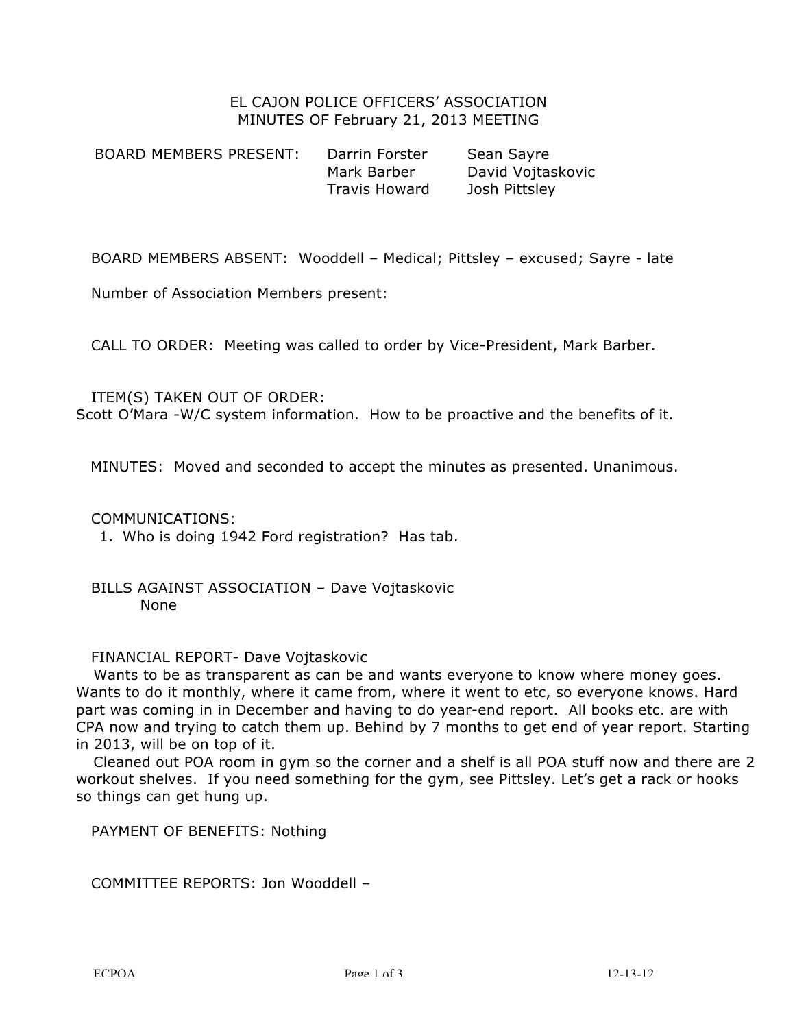# EL CAJON POLICE OFFICERS' ASSOCIATION
## MINUTES OF February 21, 2013 MEETING

| BOARD MEMBERS PRESENT: | Darrin Forster | Sean Sayre |
|---|---|---|
| | Mark Barber | David Vojtaskovic |
| | Travis Howard | Josh Pittsley |

BOARD MEMBERS ABSENT: Wooddell – Medical; Pittsley – excused; Sayre - late

Number of Association Members present:

CALL TO ORDER: Meeting was called to order by Vice-President, Mark Barber.

ITEM(S) TAKEN OUT OF ORDER:
Scott O'Mara -W/C system information. How to be proactive and the benefits of it.

MINUTES: Moved and seconded to accept the minutes as presented. Unanimous.

COMMUNICATIONS:

1. Who is doing 1942 Ford registration? Has tab.

BILLS AGAINST ASSOCIATION – Dave Vojtaskovic
None

FINANCIAL REPORT- Dave Vojtaskovic

Wants to be as transparent as can be and wants everyone to know where money goes. Wants to do it monthly, where it came from, where it went to etc, so everyone knows. Hard part was coming in in December and having to do year-end report. All books etc. are with CPA now and trying to catch them up. Behind by 7 months to get end of year report. Starting in 2013, will be on top of it.

Cleaned out POA room in gym so the corner and a shelf is all POA stuff now and there are 2 workout shelves. If you need something for the gym, see Pittsley. Let's get a rack or hooks so things can get hung up.

PAYMENT OF BENEFITS: Nothing

COMMITTEE REPORTS: Jon Wooddell –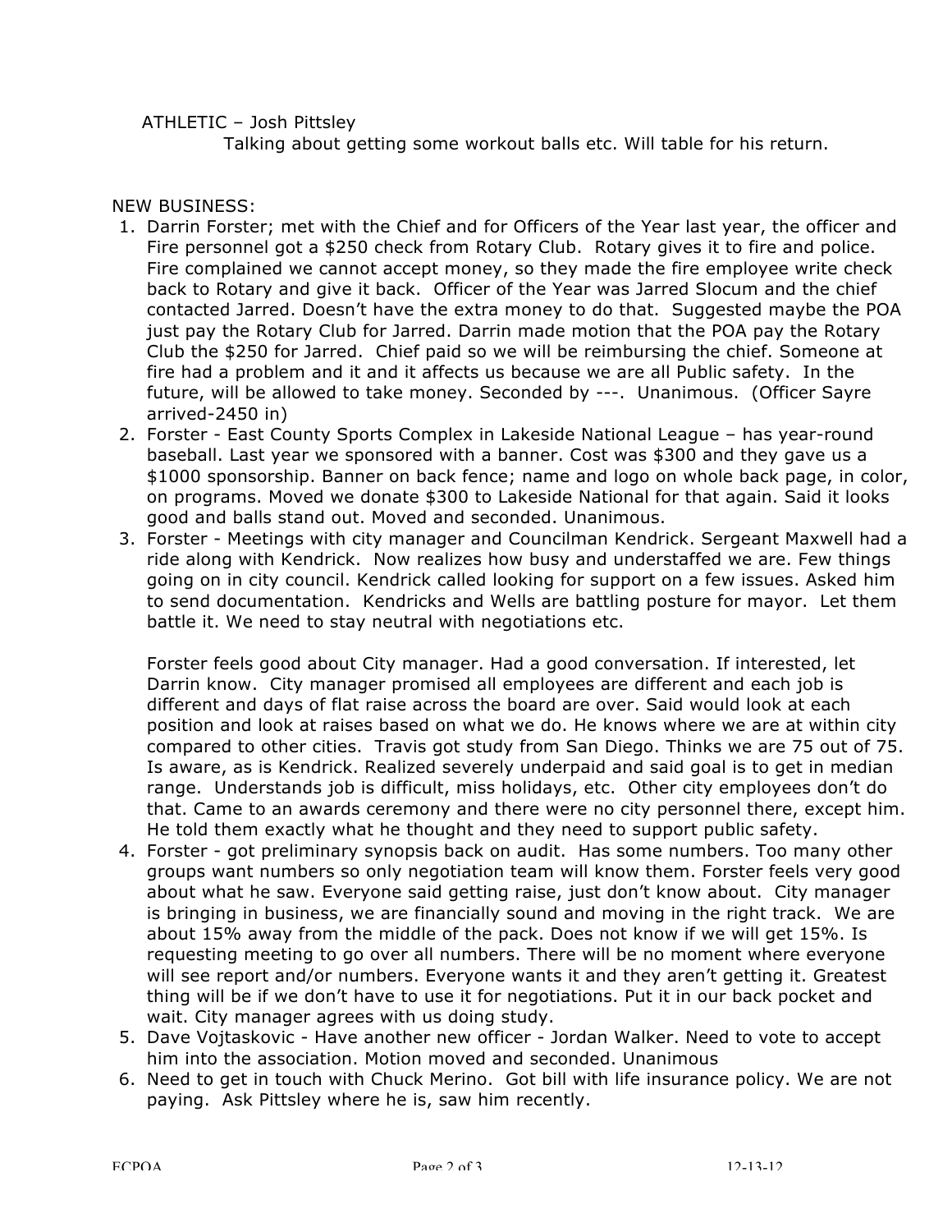ATHLETIC – Josh Pittsley

Talking about getting some workout balls etc. Will table for his return.

NEW BUSINESS:

1. Darrin Forster; met with the Chief and for Officers of the Year last year, the officer and Fire personnel got a $250 check from Rotary Club. Rotary gives it to fire and police. Fire complained we cannot accept money, so they made the fire employee write check back to Rotary and give it back. Officer of the Year was Jarred Slocum and the chief contacted Jarred. Doesn't have the extra money to do that. Suggested maybe the POA just pay the Rotary Club for Jarred. Darrin made motion that the POA pay the Rotary Club the $250 for Jarred. Chief paid so we will be reimbursing the chief. Someone at fire had a problem and it and it affects us because we are all Public safety. In the future, will be allowed to take money. Seconded by ---. Unanimous. (Officer Sayre arrived-2450 in)
2. Forster - East County Sports Complex in Lakeside National League – has year-round baseball. Last year we sponsored with a banner. Cost was $300 and they gave us a $1000 sponsorship. Banner on back fence; name and logo on whole back page, in color, on programs. Moved we donate $300 to Lakeside National for that again. Said it looks good and balls stand out. Moved and seconded. Unanimous.
3. Forster - Meetings with city manager and Councilman Kendrick. Sergeant Maxwell had a ride along with Kendrick. Now realizes how busy and understaffed we are. Few things going on in city council. Kendrick called looking for support on a few issues. Asked him to send documentation. Kendricks and Wells are battling posture for mayor. Let them battle it. We need to stay neutral with negotiations etc.

   Forster feels good about City manager. Had a good conversation. If interested, let Darrin know. City manager promised all employees are different and each job is different and days of flat raise across the board are over. Said would look at each position and look at raises based on what we do. He knows where we are at within city compared to other cities. Travis got study from San Diego. Thinks we are 75 out of 75. Is aware, as is Kendrick. Realized severely underpaid and said goal is to get in median range. Understands job is difficult, miss holidays, etc. Other city employees don't do that. Came to an awards ceremony and there were no city personnel there, except him. He told them exactly what he thought and they need to support public safety.
4. Forster - got preliminary synopsis back on audit. Has some numbers. Too many other groups want numbers so only negotiation team will know them. Forster feels very good about what he saw. Everyone said getting raise, just don't know about. City manager is bringing in business, we are financially sound and moving in the right track. We are about 15% away from the middle of the pack. Does not know if we will get 15%. Is requesting meeting to go over all numbers. There will be no moment where everyone will see report and/or numbers. Everyone wants it and they aren't getting it. Greatest thing will be if we don't have to use it for negotiations. Put it in our back pocket and wait. City manager agrees with us doing study.
5. Dave Vojtaskovic - Have another new officer - Jordan Walker. Need to vote to accept him into the association. Motion moved and seconded. Unanimous
6. Need to get in touch with Chuck Merino. Got bill with life insurance policy. We are not paying. Ask Pittsley where he is, saw him recently.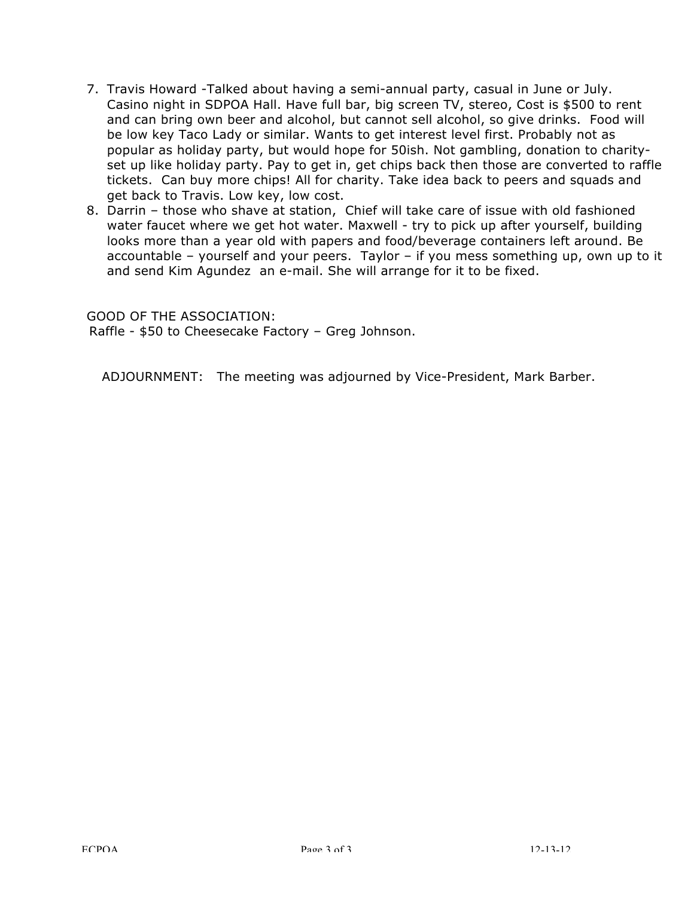7. Travis Howard -Talked about having a semi-annual party, casual in June or July. Casino night in SDPOA Hall. Have full bar, big screen TV, stereo, Cost is $500 to rent and can bring own beer and alcohol, but cannot sell alcohol, so give drinks. Food will be low key Taco Lady or similar. Wants to get interest level first. Probably not as popular as holiday party, but would hope for 50ish. Not gambling, donation to charity- set up like holiday party. Pay to get in, get chips back then those are converted to raffle tickets. Can buy more chips! All for charity. Take idea back to peers and squads and get back to Travis. Low key, low cost.
8. Darrin – those who shave at station, Chief will take care of issue with old fashioned water faucet where we get hot water. Maxwell - try to pick up after yourself, building looks more than a year old with papers and food/beverage containers left around. Be accountable – yourself and your peers. Taylor – if you mess something up, own up to it and send Kim Agundez an e-mail. She will arrange for it to be fixed.

GOOD OF THE ASSOCIATION:
Raffle - $50 to Cheesecake Factory – Greg Johnson.

ADJOURNMENT: The meeting was adjourned by Vice-President, Mark Barber.